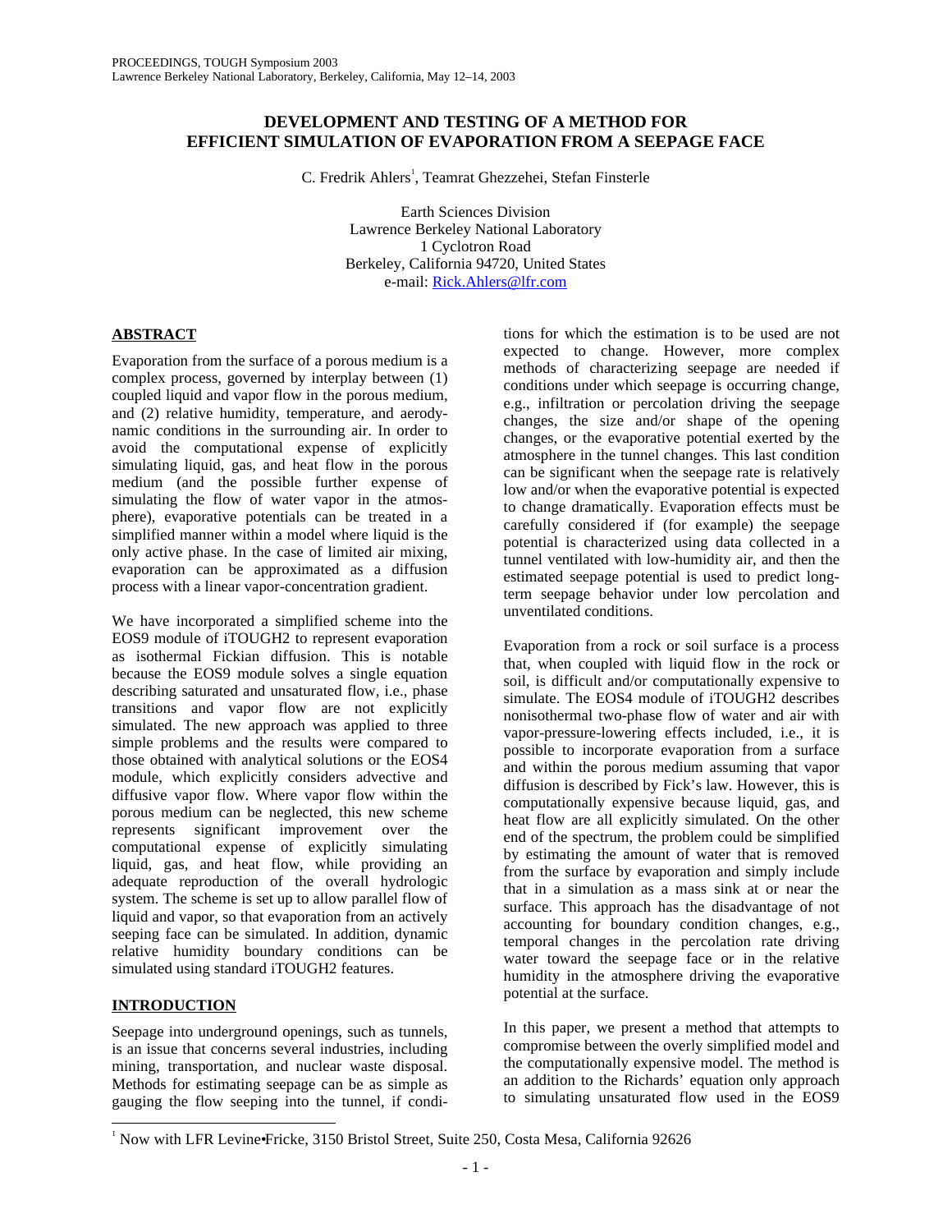PROCEEDINGS, TOUGH Symposium 2003
Lawrence Berkeley National Laboratory, Berkeley, California, May 12–14, 2003

# DEVELOPMENT AND TESTING OF A METHOD FOR EFFICIENT SIMULATION OF EVAPORATION FROM A SEEPAGE FACE

C. Fredrik Ahlers[1], Teamrat Ghezzehei, Stefan Finsterle

Earth Sciences Division
Lawrence Berkeley National Laboratory
1 Cyclotron Road
Berkeley, California 94720, United States
e-mail: Rick.Ahlers@lfr.com

## ABSTRACT

Evaporation from the surface of a porous medium is a complex process, governed by interplay between (1) coupled liquid and vapor flow in the porous medium, and (2) relative humidity, temperature, and aerodynamic conditions in the surrounding air. In order to avoid the computational expense of explicitly simulating liquid, gas, and heat flow in the porous medium (and the possible further expense of simulating the flow of water vapor in the atmosphere), evaporative potentials can be treated in a simplified manner within a model where liquid is the only active phase. In the case of limited air mixing, evaporation can be approximated as a diffusion process with a linear vapor-concentration gradient.

We have incorporated a simplified scheme into the EOS9 module of iTOUGH2 to represent evaporation as isothermal Fickian diffusion. This is notable because the EOS9 module solves a single equation describing saturated and unsaturated flow, i.e., phase transitions and vapor flow are not explicitly simulated. The new approach was applied to three simple problems and the results were compared to those obtained with analytical solutions or the EOS4 module, which explicitly considers advective and diffusive vapor flow. Where vapor flow within the porous medium can be neglected, this new scheme represents significant improvement over the computational expense of explicitly simulating liquid, gas, and heat flow, while providing an adequate reproduction of the overall hydrologic system. The scheme is set up to allow parallel flow of liquid and vapor, so that evaporation from an actively seeping face can be simulated. In addition, dynamic relative humidity boundary conditions can be simulated using standard iTOUGH2 features.

## INTRODUCTION

Seepage into underground openings, such as tunnels, is an issue that concerns several industries, including mining, transportation, and nuclear waste disposal. Methods for estimating seepage can be as simple as gauging the flow seeping into the tunnel, if conditions for which the estimation is to be used are not expected to change. However, more complex methods of characterizing seepage are needed if conditions under which seepage is occurring change, e.g., infiltration or percolation driving the seepage changes, the size and/or shape of the opening changes, or the evaporative potential exerted by the atmosphere in the tunnel changes. This last condition can be significant when the seepage rate is relatively low and/or when the evaporative potential is expected to change dramatically. Evaporation effects must be carefully considered if (for example) the seepage potential is characterized using data collected in a tunnel ventilated with low-humidity air, and then the estimated seepage potential is used to predict long-term seepage behavior under low percolation and unventilated conditions.

Evaporation from a rock or soil surface is a process that, when coupled with liquid flow in the rock or soil, is difficult and/or computationally expensive to simulate. The EOS4 module of iTOUGH2 describes nonisothermal two-phase flow of water and air with vapor-pressure-lowering effects included, i.e., it is possible to incorporate evaporation from a surface and within the porous medium assuming that vapor diffusion is described by Fick's law. However, this is computationally expensive because liquid, gas, and heat flow are all explicitly simulated. On the other end of the spectrum, the problem could be simplified by estimating the amount of water that is removed from the surface by evaporation and simply include that in a simulation as a mass sink at or near the surface. This approach has the disadvantage of not accounting for boundary condition changes, e.g., temporal changes in the percolation rate driving water toward the seepage face or in the relative humidity in the atmosphere driving the evaporative potential at the surface.

In this paper, we present a method that attempts to compromise between the overly simplified model and the computationally expensive model. The method is an addition to the Richards' equation only approach to simulating unsaturated flow used in the EOS9

[1] Now with LFR Levine•Fricke, 3150 Bristol Street, Suite 250, Costa Mesa, California 92626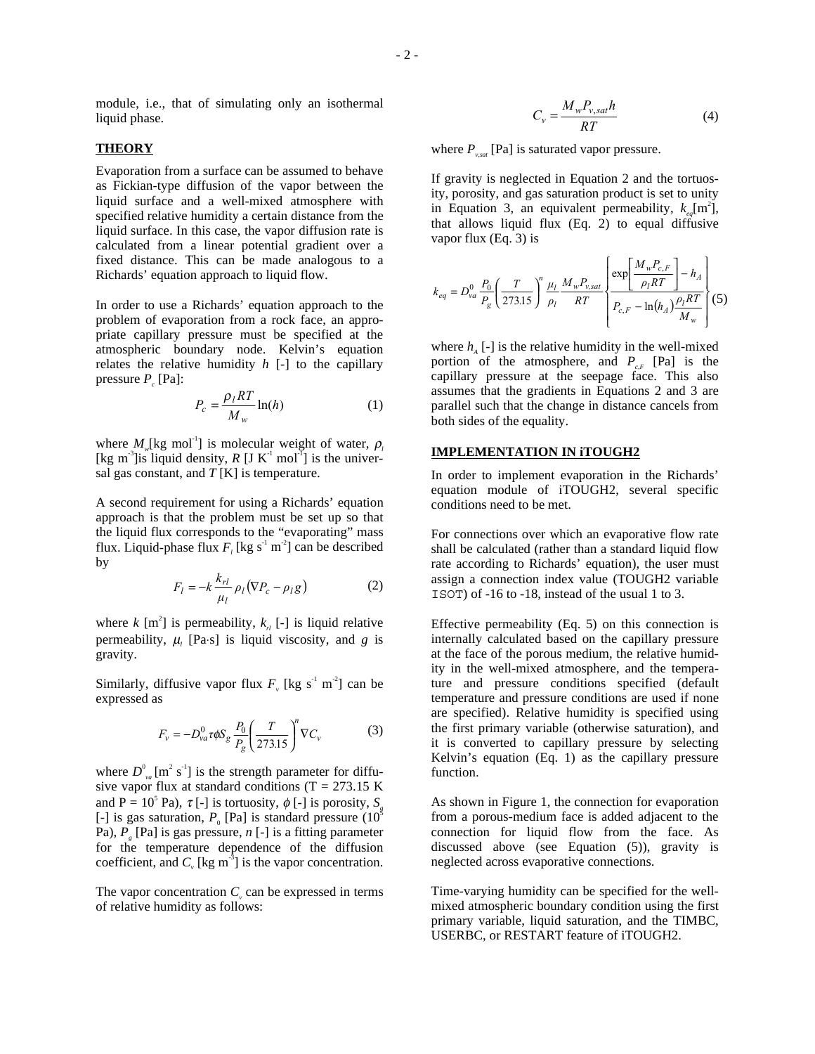module, i.e., that of simulating only an isothermal liquid phase.

## THEORY

Evaporation from a surface can be assumed to behave as Fickian-type diffusion of the vapor between the liquid surface and a well-mixed atmosphere with specified relative humidity a certain distance from the liquid surface. In this case, the vapor diffusion rate is calculated from a linear potential gradient over a fixed distance. This can be made analogous to a Richards' equation approach to liquid flow.

In order to use a Richards' equation approach to the problem of evaporation from a rock face, an appropriate capillary pressure must be specified at the atmospheric boundary node. Kelvin's equation relates the relative humidity $h$ [-] to the capillary pressure $P_c$ [Pa]:

$$P_c = \frac{\rho_l RT}{M_w} \ln(h) \tag{1}$$

where $M_w$[kg mol$^{-1}$] is molecular weight of water, $\rho_l$ [kg m$^{-3}$]is liquid density, $R$ [J K$^{-1}$ mol$^{-1}$] is the universal gas constant, and $T$ [K] is temperature.

A second requirement for using a Richards' equation approach is that the problem must be set up so that the liquid flux corresponds to the "evaporating" mass flux. Liquid-phase flux $F_l$ [kg s$^{-1}$ m$^{-2}$] can be described by

$$F_l = -k \frac{k_{rl}}{\mu_l} \rho_l \left( \nabla P_c - \rho_l g \right) \tag{2}$$

where $k$ [m$^2$] is permeability, $k_{rl}$ [-] is liquid relative permeability, $\mu_l$ [Pa·s] is liquid viscosity, and $g$ is gravity.

Similarly, diffusive vapor flux $F_v$ [kg s$^{-1}$ m$^{-2}$] can be expressed as

$$F_v = -D_{va}^0 \tau \phi S_g \frac{P_0}{P_g} \left( \frac{T}{273.15} \right)^n \nabla C_v \tag{3}$$

where $D^0_{va}$ [m$^2$ s$^{-1}$] is the strength parameter for diffusive vapor flux at standard conditions (T = 273.15 K and P = $10^5$ Pa), $\tau$ [-] is tortuosity, $\phi$ [-] is porosity, $S_g$ [-] is gas saturation, $P_0$ [Pa] is standard pressure ($10^5$ Pa), $P_g$ [Pa] is gas pressure, $n$ [-] is a fitting parameter for the temperature dependence of the diffusion coefficient, and $C_v$ [kg m$^{-3}$] is the vapor concentration.

The vapor concentration $C_v$ can be expressed in terms of relative humidity as follows:

$$C_v = \frac{M_w P_{v,sat} h}{RT} \tag{4}$$

where $P_{v,sat}$ [Pa] is saturated vapor pressure.

If gravity is neglected in Equation 2 and the tortuosity, porosity, and gas saturation product is set to unity in Equation 3, an equivalent permeability, $k_{eq}$[m$^2$], that allows liquid flux (Eq. 2) to equal diffusive vapor flux (Eq. 3) is

$$k_{eq} = D_{va}^0 \frac{P_0}{P_g} \left( \frac{T}{273.15} \right)^n \frac{\mu_l}{\rho_l} \frac{M_w P_{v,sat}}{RT} \left\{ \frac{\exp\left[ \frac{M_w P_{c,F}}{\rho_l RT} \right] - h_A}{P_{c,F} - \ln(h_A) \frac{\rho_l RT}{M_w}} \right\} \tag{5}$$

where $h_A$ [-] is the relative humidity in the well-mixed portion of the atmosphere, and $P_{c,F}$ [Pa] is the capillary pressure at the seepage face. This also assumes that the gradients in Equations 2 and 3 are parallel such that the change in distance cancels from both sides of the equality.

## IMPLEMENTATION IN iTOUGH2

In order to implement evaporation in the Richards' equation module of iTOUGH2, several specific conditions need to be met.

For connections over which an evaporative flow rate shall be calculated (rather than a standard liquid flow rate according to Richards' equation), the user must assign a connection index value (TOUGH2 variable `ISOT`) of -16 to -18, instead of the usual 1 to 3.

Effective permeability (Eq. 5) on this connection is internally calculated based on the capillary pressure at the face of the porous medium, the relative humidity in the well-mixed atmosphere, and the temperature and pressure conditions specified (default temperature and pressure conditions are used if none are specified). Relative humidity is specified using the first primary variable (otherwise saturation), and it is converted to capillary pressure by selecting Kelvin's equation (Eq. 1) as the capillary pressure function.

As shown in Figure 1, the connection for evaporation from a porous-medium face is added adjacent to the connection for liquid flow from the face. As discussed above (see Equation (5)), gravity is neglected across evaporative connections.

Time-varying humidity can be specified for the well-mixed atmospheric boundary condition using the first primary variable, liquid saturation, and the TIMBC, USERBC, or RESTART feature of iTOUGH2.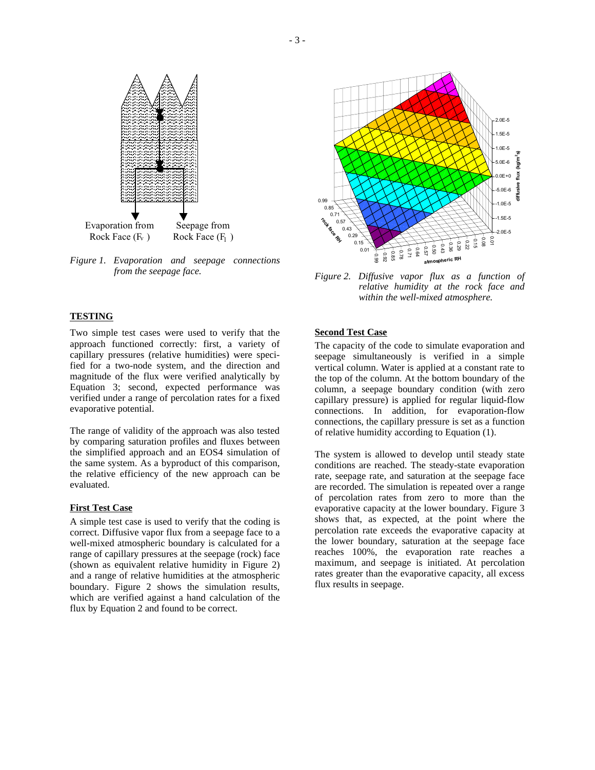Evaporation from Rock Face ($F_v$)

Seepage from Rock Face ($F_l$)

*Figure 1. Evaporation and seepage connections from the seepage face.*

*Figure 2. Diffusive vapor flux as a function of relative humidity at the rock face and within the well-mixed atmosphere.*

## TESTING

Two simple test cases were used to verify that the approach functioned correctly: first, a variety of capillary pressures (relative humidities) were specified for a two-node system, and the direction and magnitude of the flux were verified analytically by Equation 3; second, expected performance was verified under a range of percolation rates for a fixed evaporative potential.

The range of validity of the approach was also tested by comparing saturation profiles and fluxes between the simplified approach and an EOS4 simulation of the same system. As a byproduct of this comparison, the relative efficiency of the new approach can be evaluated.

### First Test Case

A simple test case is used to verify that the coding is correct. Diffusive vapor flux from a seepage face to a well-mixed atmospheric boundary is calculated for a range of capillary pressures at the seepage (rock) face (shown as equivalent relative humidity in Figure 2) and a range of relative humidities at the atmospheric boundary. Figure 2 shows the simulation results, which are verified against a hand calculation of the flux by Equation 2 and found to be correct.

### Second Test Case

The capacity of the code to simulate evaporation and seepage simultaneously is verified in a simple vertical column. Water is applied at a constant rate to the top of the column. At the bottom boundary of the column, a seepage boundary condition (with zero capillary pressure) is applied for regular liquid-flow connections. In addition, for evaporation-flow connections, the capillary pressure is set as a function of relative humidity according to Equation (1).

The system is allowed to develop until steady state conditions are reached. The steady-state evaporation rate, seepage rate, and saturation at the seepage face are recorded. The simulation is repeated over a range of percolation rates from zero to more than the evaporative capacity at the lower boundary. Figure 3 shows that, as expected, at the point where the percolation rate exceeds the evaporative capacity at the lower boundary, saturation at the seepage face reaches 100%, the evaporation rate reaches a maximum, and seepage is initiated. At percolation rates greater than the evaporative capacity, all excess flux results in seepage.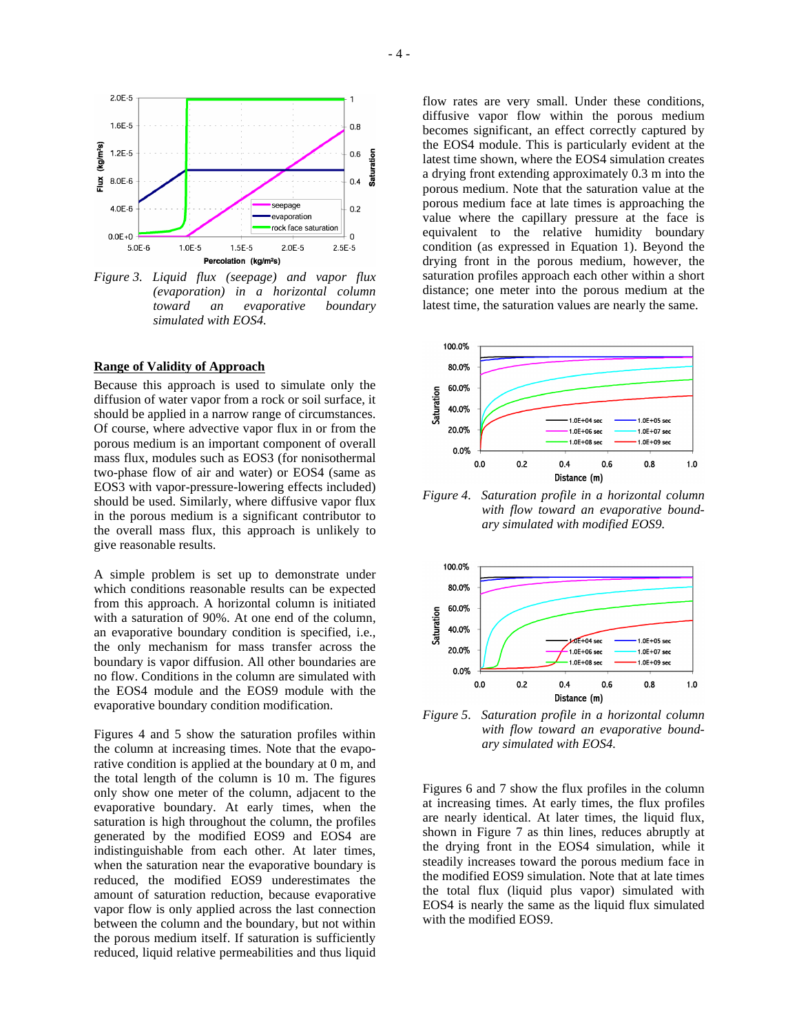2.0E-5
1.6E-5
1.2E-5
8.0E-6
4.0E-6
0.0E+0
Flux (kg/m²s)
5.0E-6
1.0E-5
1.5E-5
2.0E-5
2.5E-5
Percolation (kg/m²s)
1
0.8
0.6
0.4
0.2
0
Saturation
seepage
evaporation
rock face saturation

*Figure 3. Liquid flux (seepage) and vapor flux (evaporation) in a horizontal column toward an evaporative boundary simulated with EOS4.*

## Range of Validity of Approach

Because this approach is used to simulate only the diffusion of water vapor from a rock or soil surface, it should be applied in a narrow range of circumstances. Of course, where advective vapor flux in or from the porous medium is an important component of overall mass flux, modules such as EOS3 (for nonisothermal two-phase flow of air and water) or EOS4 (same as EOS3 with vapor-pressure-lowering effects included) should be used. Similarly, where diffusive vapor flux in the porous medium is a significant contributor to the overall mass flux, this approach is unlikely to give reasonable results.

A simple problem is set up to demonstrate under which conditions reasonable results can be expected from this approach. A horizontal column is initiated with a saturation of 90%. At one end of the column, an evaporative boundary condition is specified, i.e., the only mechanism for mass transfer across the boundary is vapor diffusion. All other boundaries are no flow. Conditions in the column are simulated with the EOS4 module and the EOS9 module with the evaporative boundary condition modification.

Figures 4 and 5 show the saturation profiles within the column at increasing times. Note that the evaporative condition is applied at the boundary at 0 m, and the total length of the column is 10 m. The figures only show one meter of the column, adjacent to the evaporative boundary. At early times, when the saturation is high throughout the column, the profiles generated by the modified EOS9 and EOS4 are indistinguishable from each other. At later times, when the saturation near the evaporative boundary is reduced, the modified EOS9 underestimates the amount of saturation reduction, because evaporative vapor flow is only applied across the last connection between the column and the boundary, but not within the porous medium itself. If saturation is sufficiently reduced, liquid relative permeabilities and thus liquid flow rates are very small. Under these conditions, diffusive vapor flow within the porous medium becomes significant, an effect correctly captured by the EOS4 module. This is particularly evident at the latest time shown, where the EOS4 simulation creates a drying front extending approximately 0.3 m into the porous medium. Note that the saturation value at the porous medium face at late times is approaching the value where the capillary pressure at the face is equivalent to the relative humidity boundary condition (as expressed in Equation 1). Beyond the drying front in the porous medium, however, the saturation profiles approach each other within a short distance; one meter into the porous medium at the latest time, the saturation values are nearly the same.

100.0%
80.0%
60.0%
40.0%
20.0%
0.0%
Saturation
0.0
0.2
0.4
0.6
0.8
1.0
Distance (m)
1.0E+04 sec
1.0E+05 sec
1.0E+06 sec
1.0E+07 sec
1.0E+08 sec
1.0E+09 sec

*Figure 4. Saturation profile in a horizontal column with flow toward an evaporative boundary simulated with modified EOS9.*

100.0%
80.0%
60.0%
40.0%
20.0%
0.0%
Saturation
0.0
0.2
0.4
0.6
0.8
1.0
Distance (m)
1.0E+04 sec
1.0E+05 sec
1.0E+06 sec
1.0E+07 sec
1.0E+08 sec
1.0E+09 sec

*Figure 5. Saturation profile in a horizontal column with flow toward an evaporative boundary simulated with EOS4.*

Figures 6 and 7 show the flux profiles in the column at increasing times. At early times, the flux profiles are nearly identical. At later times, the liquid flux, shown in Figure 7 as thin lines, reduces abruptly at the drying front in the EOS4 simulation, while it steadily increases toward the porous medium face in the modified EOS9 simulation. Note that at late times the total flux (liquid plus vapor) simulated with EOS4 is nearly the same as the liquid flux simulated with the modified EOS9.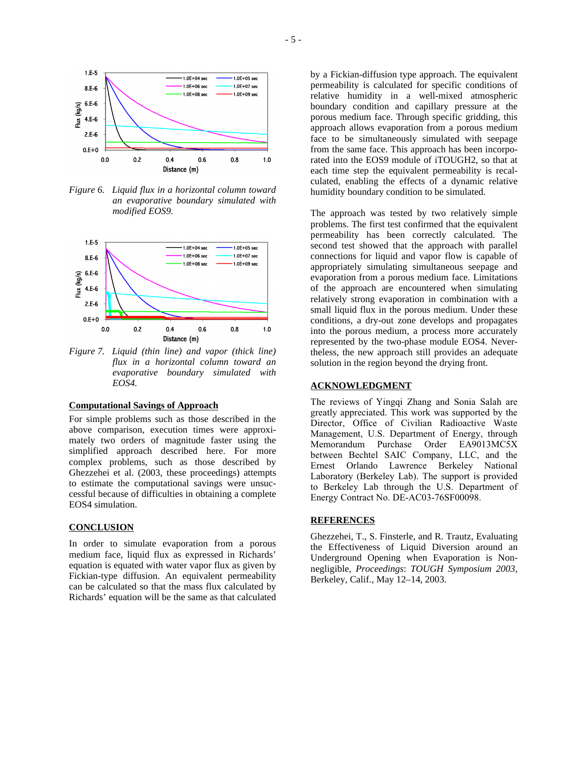1.E-5
8.E-6
6.E-6
4.E-6
2.E-6
0.E+0
Flux (kg/s)
0.0 0.2 0.4 0.6 0.8 1.0
Distance (m)
1.0E+04 sec
1.0E+05 sec
1.0E+06 sec
1.0E+07 sec
1.0E+08 sec
1.0E+09 sec

*Figure 6. Liquid flux in a horizontal column toward an evaporative boundary simulated with modified EOS9.*

1.E-5
8.E-6
6.E-6
4.E-6
2.E-6
0.E+0
Flux (kg/s)
0.0 0.2 0.4 0.6 0.8 1.0
Distance (m)
1.0E+04 sec
1.0E+05 sec
1.0E+06 sec
1.0E+07 sec
1.0E+08 sec
1.0E+09 sec

*Figure 7. Liquid (thin line) and vapor (thick line) flux in a horizontal column toward an evaporative boundary simulated with EOS4.*

## Computational Savings of Approach

For simple problems such as those described in the above comparison, execution times were approximately two orders of magnitude faster using the simplified approach described here. For more complex problems, such as those described by Ghezzehei et al. (2003, these proceedings) attempts to estimate the computational savings were unsuccessful because of difficulties in obtaining a complete EOS4 simulation.

## CONCLUSION

In order to simulate evaporation from a porous medium face, liquid flux as expressed in Richards' equation is equated with water vapor flux as given by Fickian-type diffusion. An equivalent permeability can be calculated so that the mass flux calculated by Richards' equation will be the same as that calculated by a Fickian-diffusion type approach. The equivalent permeability is calculated for specific conditions of relative humidity in a well-mixed atmospheric boundary condition and capillary pressure at the porous medium face. Through specific gridding, this approach allows evaporation from a porous medium face to be simultaneously simulated with seepage from the same face. This approach has been incorporated into the EOS9 module of iTOUGH2, so that at each time step the equivalent permeability is recalculated, enabling the effects of a dynamic relative humidity boundary condition to be simulated.

The approach was tested by two relatively simple problems. The first test confirmed that the equivalent permeability has been correctly calculated. The second test showed that the approach with parallel connections for liquid and vapor flow is capable of appropriately simulating simultaneous seepage and evaporation from a porous medium face. Limitations of the approach are encountered when simulating relatively strong evaporation in combination with a small liquid flux in the porous medium. Under these conditions, a dry-out zone develops and propagates into the porous medium, a process more accurately represented by the two-phase module EOS4. Nevertheless, the new approach still provides an adequate solution in the region beyond the drying front.

## ACKNOWLEDGMENT

The reviews of Yingqi Zhang and Sonia Salah are greatly appreciated. This work was supported by the Director, Office of Civilian Radioactive Waste Management, U.S. Department of Energy, through Memorandum Purchase Order EA9013MC5X between Bechtel SAIC Company, LLC, and the Ernest Orlando Lawrence Berkeley National Laboratory (Berkeley Lab). The support is provided to Berkeley Lab through the U.S. Department of Energy Contract No. DE-AC03-76SF00098.

## REFERENCES

Ghezzehei, T., S. Finsterle, and R. Trautz, Evaluating the Effectiveness of Liquid Diversion around an Underground Opening when Evaporation is Non-negligible, *Proceedings*: *TOUGH Symposium 2003*, Berkeley, Calif., May 12–14, 2003.